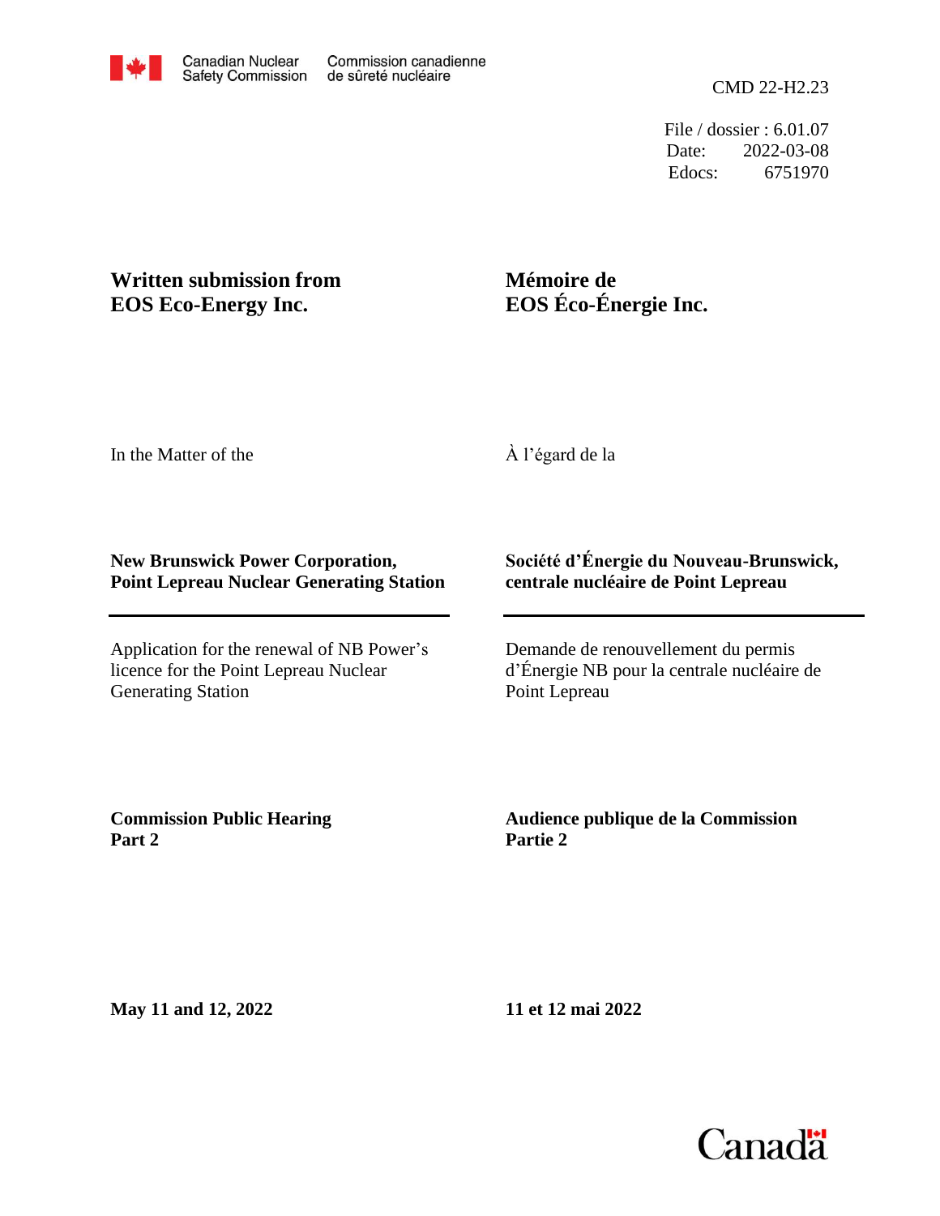Canadian Nuclear Safety Commission | Commission canadienne de sûreté nucléaire

CMD 22-H2.23

File / dossier : 6.01.07
Date: 2022-03-08
Edocs: 6751970

**Written submission from EOS Eco-Energy Inc.**

**Mémoire de EOS Éco-Énergie Inc.**

In the Matter of the

À l'égard de la

**New Brunswick Power Corporation, Point Lepreau Nuclear Generating Station**

**Société d'Énergie du Nouveau-Brunswick, centrale nucléaire de Point Lepreau**

Application for the renewal of NB Power's licence for the Point Lepreau Nuclear Generating Station

Demande de renouvellement du permis d'Énergie NB pour la centrale nucléaire de Point Lepreau

**Commission Public Hearing Part 2**

**Audience publique de la Commission Partie 2**

**May 11 and 12, 2022**

**11 et 12 mai 2022**

Canada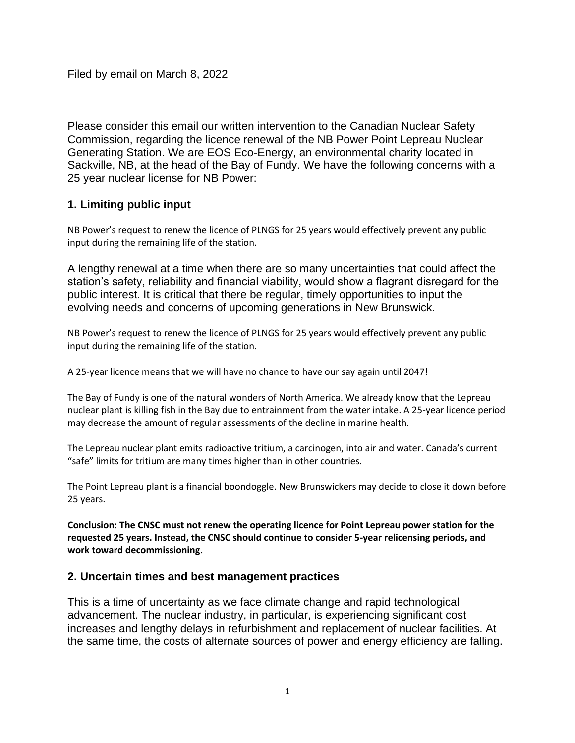Filed by email on March 8, 2022

Please consider this email our written intervention to the Canadian Nuclear Safety Commission, regarding the licence renewal of the NB Power Point Lepreau Nuclear Generating Station. We are EOS Eco-Energy, an environmental charity located in Sackville, NB, at the head of the Bay of Fundy. We have the following concerns with a 25 year nuclear license for NB Power:

## 1. Limiting public input

NB Power's request to renew the licence of PLNGS for 25 years would effectively prevent any public input during the remaining life of the station.

A lengthy renewal at a time when there are so many uncertainties that could affect the station's safety, reliability and financial viability, would show a flagrant disregard for the public interest. It is critical that there be regular, timely opportunities to input the evolving needs and concerns of upcoming generations in New Brunswick.

NB Power's request to renew the licence of PLNGS for 25 years would effectively prevent any public input during the remaining life of the station.

A 25-year licence means that we will have no chance to have our say again until 2047!

The Bay of Fundy is one of the natural wonders of North America. We already know that the Lepreau nuclear plant is killing fish in the Bay due to entrainment from the water intake. A 25-year licence period may decrease the amount of regular assessments of the decline in marine health.

The Lepreau nuclear plant emits radioactive tritium, a carcinogen, into air and water. Canada's current "safe" limits for tritium are many times higher than in other countries.

The Point Lepreau plant is a financial boondoggle. New Brunswickers may decide to close it down before 25 years.

**Conclusion: The CNSC must not renew the operating licence for Point Lepreau power station for the requested 25 years. Instead, the CNSC should continue to consider 5-year relicensing periods, and work toward decommissioning.**

## 2. Uncertain times and best management practices

This is a time of uncertainty as we face climate change and rapid technological advancement. The nuclear industry, in particular, is experiencing significant cost increases and lengthy delays in refurbishment and replacement of nuclear facilities. At the same time, the costs of alternate sources of power and energy efficiency are falling.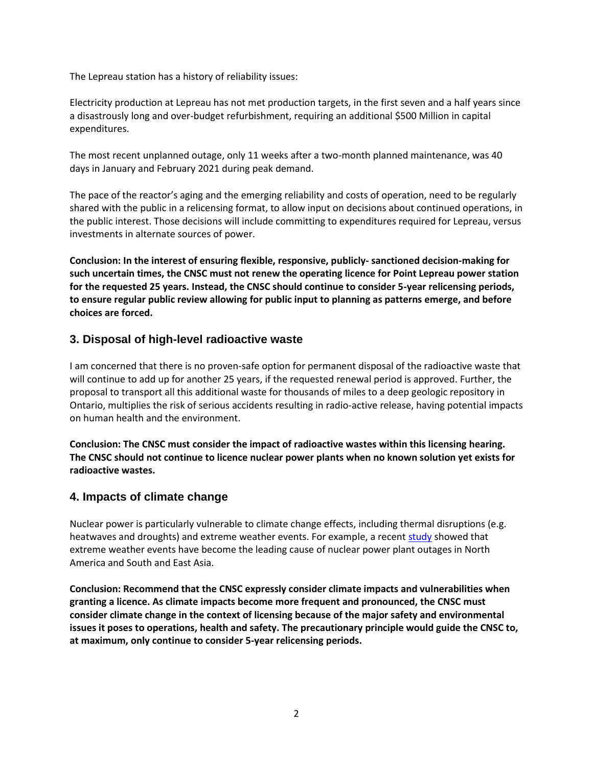The Lepreau station has a history of reliability issues:

Electricity production at Lepreau has not met production targets, in the first seven and a half years since a disastrously long and over-budget refurbishment, requiring an additional $500 Million in capital expenditures.

The most recent unplanned outage, only 11 weeks after a two-month planned maintenance, was 40 days in January and February 2021 during peak demand.

The pace of the reactor's aging and the emerging reliability and costs of operation, need to be regularly shared with the public in a relicensing format, to allow input on decisions about continued operations, in the public interest. Those decisions will include committing to expenditures required for Lepreau, versus investments in alternate sources of power.

**Conclusion: In the interest of ensuring flexible, responsive, publicly- sanctioned decision-making for such uncertain times, the CNSC must not renew the operating licence for Point Lepreau power station for the requested 25 years. Instead, the CNSC should continue to consider 5-year relicensing periods, to ensure regular public review allowing for public input to planning as patterns emerge, and before choices are forced.**

## 3. Disposal of high-level radioactive waste

I am concerned that there is no proven-safe option for permanent disposal of the radioactive waste that will continue to add up for another 25 years, if the requested renewal period is approved. Further, the proposal to transport all this additional waste for thousands of miles to a deep geologic repository in Ontario, multiplies the risk of serious accidents resulting in radio-active release, having potential impacts on human health and the environment.

**Conclusion: The CNSC must consider the impact of radioactive wastes within this licensing hearing. The CNSC should not continue to licence nuclear power plants when no known solution yet exists for radioactive wastes.**

## 4. Impacts of climate change

Nuclear power is particularly vulnerable to climate change effects, including thermal disruptions (e.g. heatwaves and droughts) and extreme weather events. For example, a recent study showed that extreme weather events have become the leading cause of nuclear power plant outages in North America and South and East Asia.

**Conclusion: Recommend that the CNSC expressly consider climate impacts and vulnerabilities when granting a licence. As climate impacts become more frequent and pronounced, the CNSC must consider climate change in the context of licensing because of the major safety and environmental issues it poses to operations, health and safety. The precautionary principle would guide the CNSC to, at maximum, only continue to consider 5-year relicensing periods.**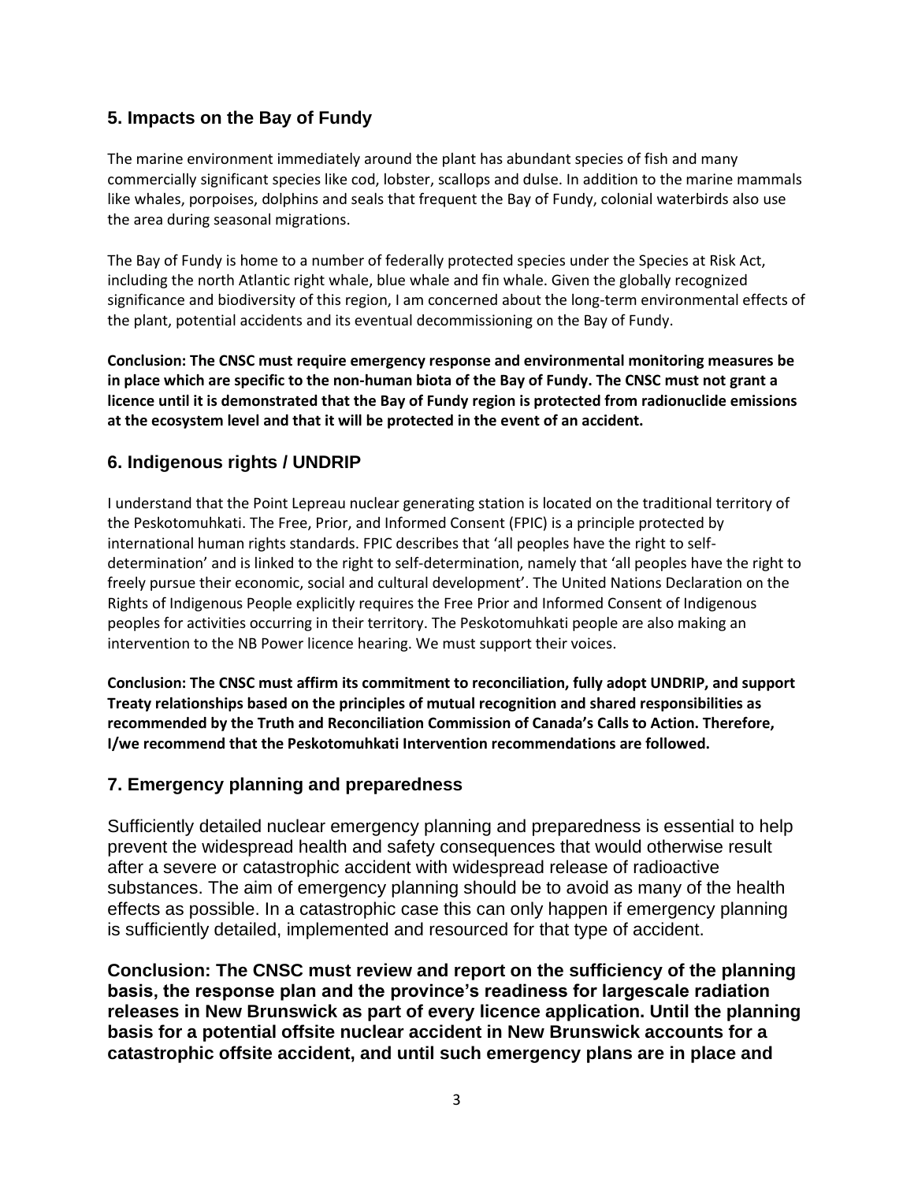## 5. Impacts on the Bay of Fundy

The marine environment immediately around the plant has abundant species of fish and many commercially significant species like cod, lobster, scallops and dulse. In addition to the marine mammals like whales, porpoises, dolphins and seals that frequent the Bay of Fundy, colonial waterbirds also use the area during seasonal migrations.

The Bay of Fundy is home to a number of federally protected species under the Species at Risk Act, including the north Atlantic right whale, blue whale and fin whale. Given the globally recognized significance and biodiversity of this region, I am concerned about the long-term environmental effects of the plant, potential accidents and its eventual decommissioning on the Bay of Fundy.

**Conclusion: The CNSC must require emergency response and environmental monitoring measures be in place which are specific to the non-human biota of the Bay of Fundy. The CNSC must not grant a licence until it is demonstrated that the Bay of Fundy region is protected from radionuclide emissions at the ecosystem level and that it will be protected in the event of an accident.**

## 6. Indigenous rights / UNDRIP

I understand that the Point Lepreau nuclear generating station is located on the traditional territory of the Peskotomuhkati. The Free, Prior, and Informed Consent (FPIC) is a principle protected by international human rights standards. FPIC describes that 'all peoples have the right to self-determination' and is linked to the right to self-determination, namely that 'all peoples have the right to freely pursue their economic, social and cultural development'. The United Nations Declaration on the Rights of Indigenous People explicitly requires the Free Prior and Informed Consent of Indigenous peoples for activities occurring in their territory. The Peskotomuhkati people are also making an intervention to the NB Power licence hearing. We must support their voices.

**Conclusion: The CNSC must affirm its commitment to reconciliation, fully adopt UNDRIP, and support Treaty relationships based on the principles of mutual recognition and shared responsibilities as recommended by the Truth and Reconciliation Commission of Canada's Calls to Action. Therefore, I/we recommend that the Peskotomuhkati Intervention recommendations are followed.**

## 7. Emergency planning and preparedness

Sufficiently detailed nuclear emergency planning and preparedness is essential to help prevent the widespread health and safety consequences that would otherwise result after a severe or catastrophic accident with widespread release of radioactive substances. The aim of emergency planning should be to avoid as many of the health effects as possible. In a catastrophic case this can only happen if emergency planning is sufficiently detailed, implemented and resourced for that type of accident.

**Conclusion: The CNSC must review and report on the sufficiency of the planning basis, the response plan and the province's readiness for largescale radiation releases in New Brunswick as part of every licence application. Until the planning basis for a potential offsite nuclear accident in New Brunswick accounts for a catastrophic offsite accident, and until such emergency plans are in place and**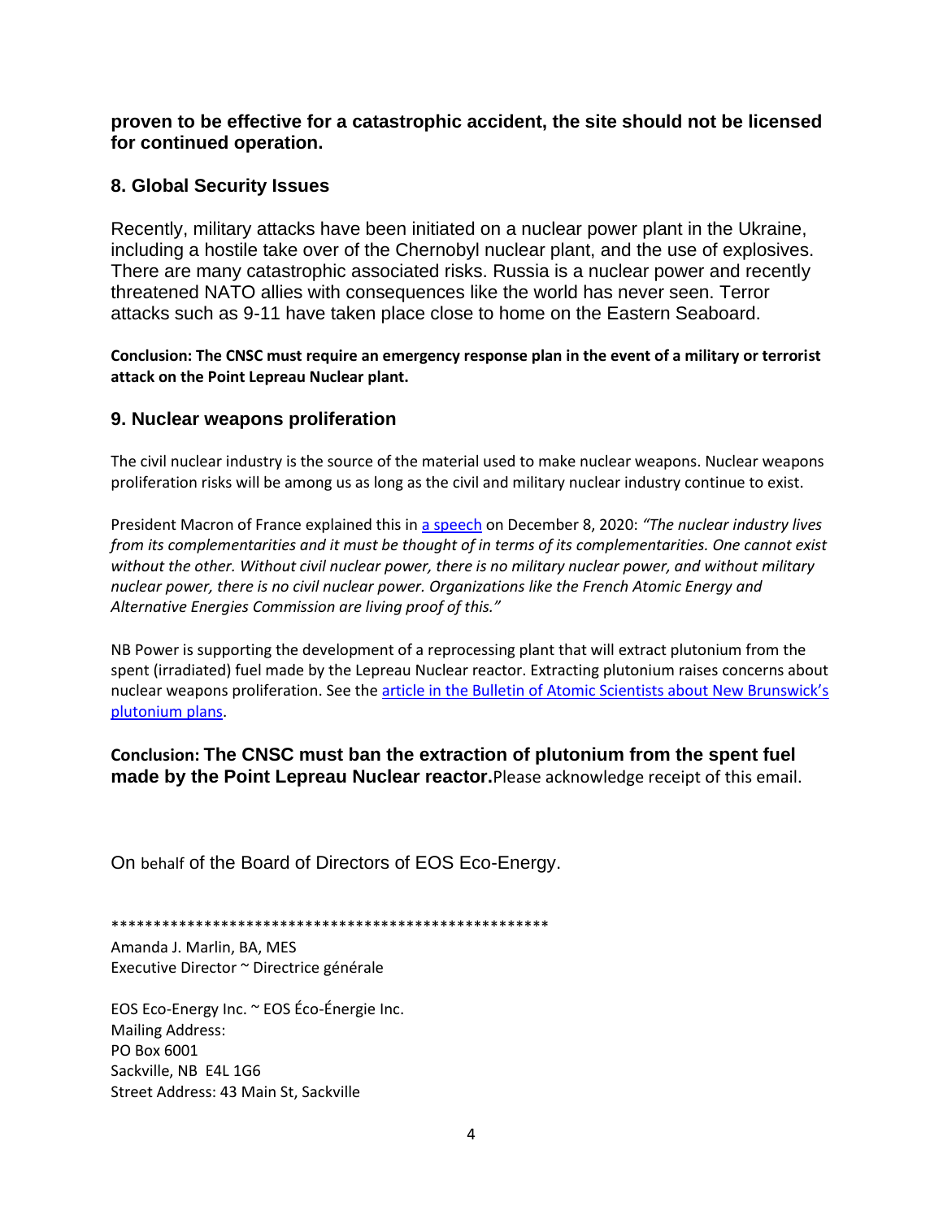**proven to be effective for a catastrophic accident, the site should not be licensed for continued operation.**

## 8. Global Security Issues

Recently, military attacks have been initiated on a nuclear power plant in the Ukraine, including a hostile take over of the Chernobyl nuclear plant, and the use of explosives. There are many catastrophic associated risks. Russia is a nuclear power and recently threatened NATO allies with consequences like the world has never seen. Terror attacks such as 9-11 have taken place close to home on the Eastern Seaboard.

**Conclusion: The CNSC must require an emergency response plan in the event of a military or terrorist attack on the Point Lepreau Nuclear plant.**

## 9. Nuclear weapons proliferation

The civil nuclear industry is the source of the material used to make nuclear weapons. Nuclear weapons proliferation risks will be among us as long as the civil and military nuclear industry continue to exist.

President Macron of France explained this in a speech on December 8, 2020: *"The nuclear industry lives from its complementarities and it must be thought of in terms of its complementarities. One cannot exist without the other. Without civil nuclear power, there is no military nuclear power, and without military nuclear power, there is no civil nuclear power. Organizations like the French Atomic Energy and Alternative Energies Commission are living proof of this."*

NB Power is supporting the development of a reprocessing plant that will extract plutonium from the spent (irradiated) fuel made by the Lepreau Nuclear reactor. Extracting plutonium raises concerns about nuclear weapons proliferation. See the article in the Bulletin of Atomic Scientists about New Brunswick's plutonium plans.

**Conclusion: The CNSC must ban the extraction of plutonium from the spent fuel made by the Point Lepreau Nuclear reactor.** Please acknowledge receipt of this email.

On behalf of the Board of Directors of EOS Eco-Energy.

****************************************************

Amanda J. Marlin, BA, MES
Executive Director ~ Directrice générale

EOS Eco-Energy Inc. ~ EOS Éco-Énergie Inc.
Mailing Address:
PO Box 6001
Sackville, NB E4L 1G6
Street Address: 43 Main St, Sackville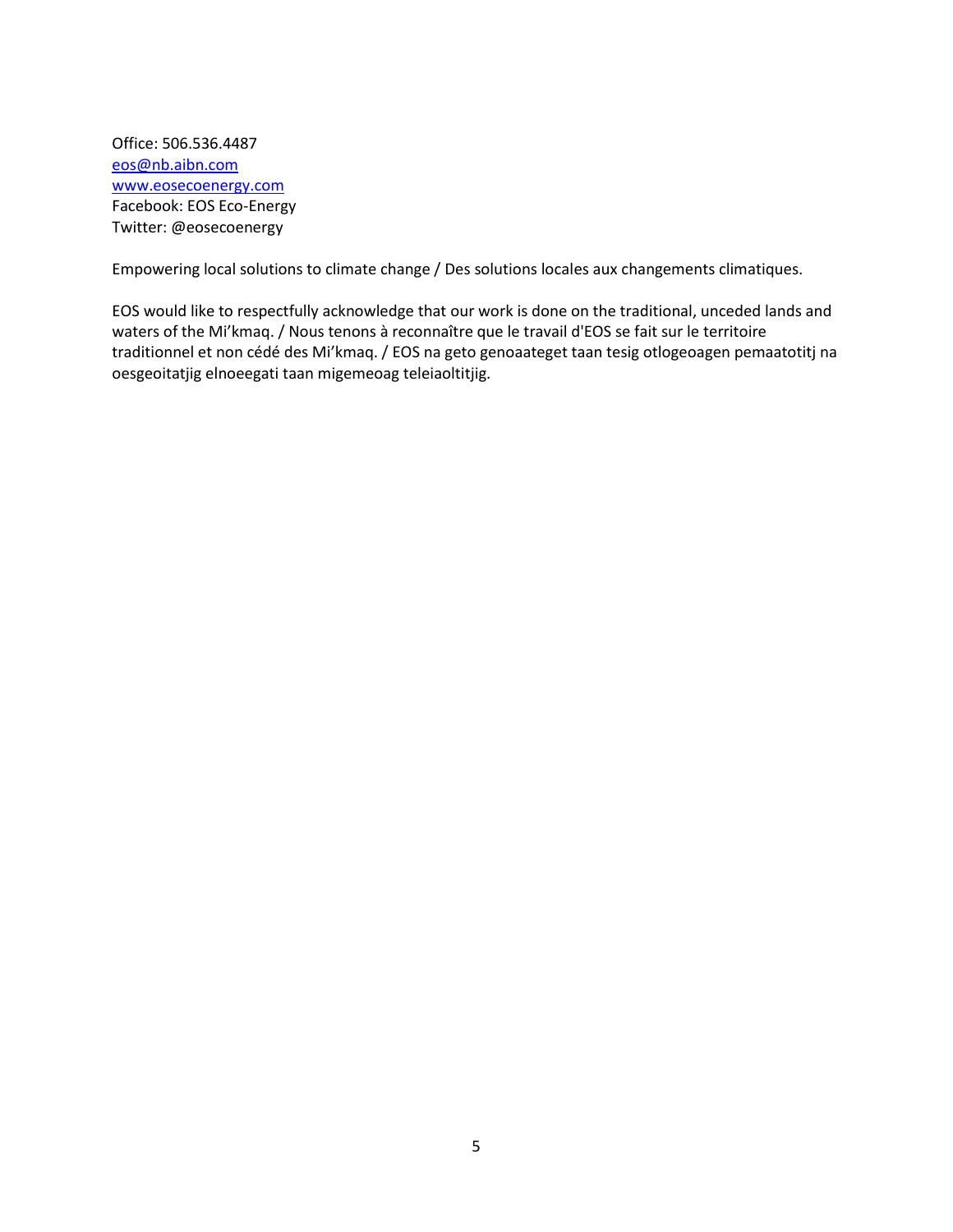Office: 506.536.4487  
[eos@nb.aibn.com](mailto:eos@nb.aibn.com)  
[www.eosecoenergy.com](http://www.eosecoenergy.com)  
Facebook: EOS Eco-Energy  
Twitter: @eosecoenergy

Empowering local solutions to climate change / Des solutions locales aux changements climatiques.

EOS would like to respectfully acknowledge that our work is done on the traditional, unceded lands and waters of the Mi'kmaq. / Nous tenons à reconnaître que le travail d'EOS se fait sur le territoire traditionnel et non cédé des Mi'kmaq. / EOS na geto genoaateget taan tesig otlogeoagen pemaatotitj na oesgeoitatjig elnoeegati taan migemeoag teleiaoltitjig.